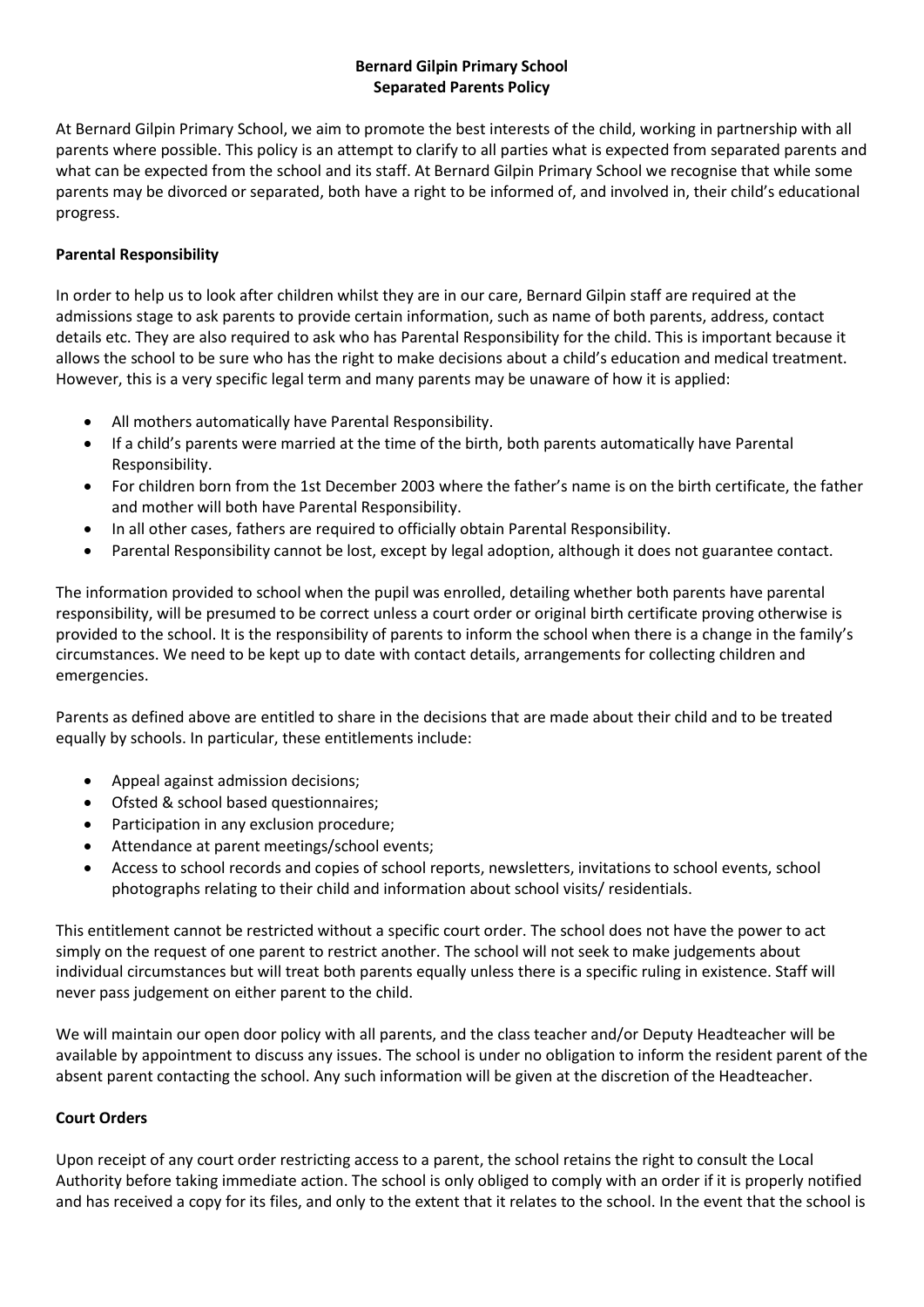# Bernard Gilpin Primary School
# Separated Parents Policy

At Bernard Gilpin Primary School, we aim to promote the best interests of the child, working in partnership with all parents where possible. This policy is an attempt to clarify to all parties what is expected from separated parents and what can be expected from the school and its staff. At Bernard Gilpin Primary School we recognise that while some parents may be divorced or separated, both have a right to be informed of, and involved in, their child's educational progress.

## Parental Responsibility

In order to help us to look after children whilst they are in our care, Bernard Gilpin staff are required at the admissions stage to ask parents to provide certain information, such as name of both parents, address, contact details etc. They are also required to ask who has Parental Responsibility for the child. This is important because it allows the school to be sure who has the right to make decisions about a child's education and medical treatment. However, this is a very specific legal term and many parents may be unaware of how it is applied:

- All mothers automatically have Parental Responsibility.
- If a child's parents were married at the time of the birth, both parents automatically have Parental Responsibility.
- For children born from the 1st December 2003 where the father's name is on the birth certificate, the father and mother will both have Parental Responsibility.
- In all other cases, fathers are required to officially obtain Parental Responsibility.
- Parental Responsibility cannot be lost, except by legal adoption, although it does not guarantee contact.

The information provided to school when the pupil was enrolled, detailing whether both parents have parental responsibility, will be presumed to be correct unless a court order or original birth certificate proving otherwise is provided to the school. It is the responsibility of parents to inform the school when there is a change in the family's circumstances. We need to be kept up to date with contact details, arrangements for collecting children and emergencies.

Parents as defined above are entitled to share in the decisions that are made about their child and to be treated equally by schools. In particular, these entitlements include:

- Appeal against admission decisions;
- Ofsted & school based questionnaires;
- Participation in any exclusion procedure;
- Attendance at parent meetings/school events;
- Access to school records and copies of school reports, newsletters, invitations to school events, school photographs relating to their child and information about school visits/ residentials.

This entitlement cannot be restricted without a specific court order. The school does not have the power to act simply on the request of one parent to restrict another. The school will not seek to make judgements about individual circumstances but will treat both parents equally unless there is a specific ruling in existence. Staff will never pass judgement on either parent to the child.

We will maintain our open door policy with all parents, and the class teacher and/or Deputy Headteacher will be available by appointment to discuss any issues. The school is under no obligation to inform the resident parent of the absent parent contacting the school. Any such information will be given at the discretion of the Headteacher.

## Court Orders

Upon receipt of any court order restricting access to a parent, the school retains the right to consult the Local Authority before taking immediate action. The school is only obliged to comply with an order if it is properly notified and has received a copy for its files, and only to the extent that it relates to the school. In the event that the school is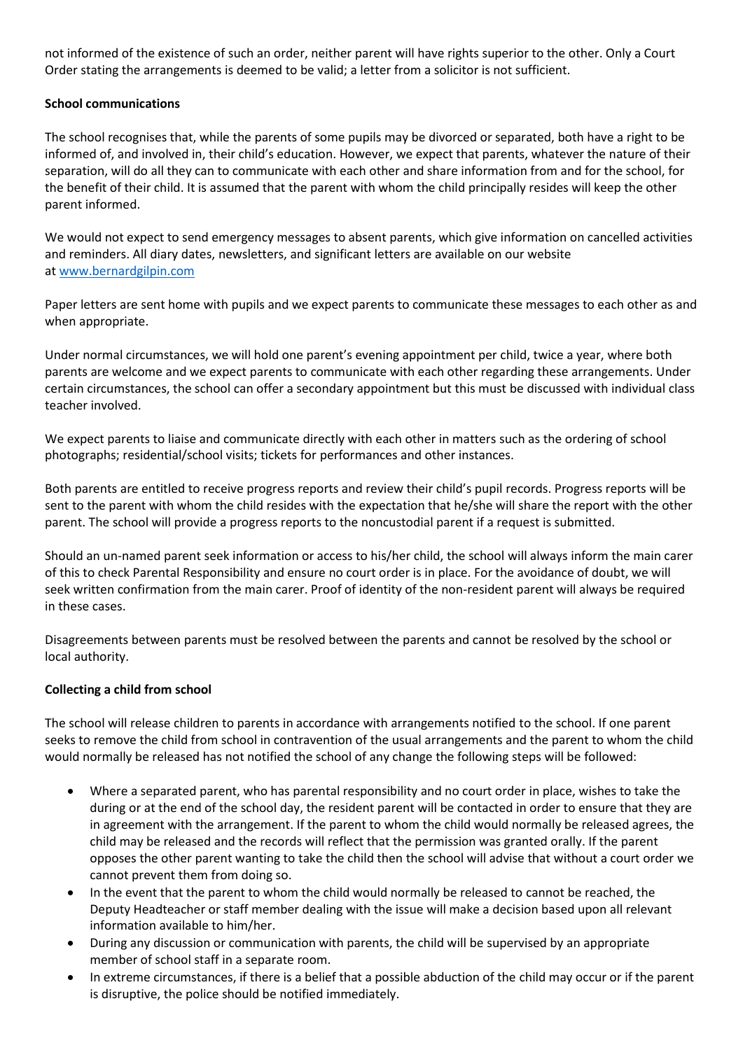not informed of the existence of such an order, neither parent will have rights superior to the other. Only a Court Order stating the arrangements is deemed to be valid; a letter from a solicitor is not sufficient.

**School communications**

The school recognises that, while the parents of some pupils may be divorced or separated, both have a right to be informed of, and involved in, their child's education. However, we expect that parents, whatever the nature of their separation, will do all they can to communicate with each other and share information from and for the school, for the benefit of their child. It is assumed that the parent with whom the child principally resides will keep the other parent informed.

We would not expect to send emergency messages to absent parents, which give information on cancelled activities and reminders. All diary dates, newsletters, and significant letters are available on our website at www.bernardgilpin.com

Paper letters are sent home with pupils and we expect parents to communicate these messages to each other as and when appropriate.

Under normal circumstances, we will hold one parent's evening appointment per child, twice a year, where both parents are welcome and we expect parents to communicate with each other regarding these arrangements. Under certain circumstances, the school can offer a secondary appointment but this must be discussed with individual class teacher involved.

We expect parents to liaise and communicate directly with each other in matters such as the ordering of school photographs; residential/school visits; tickets for performances and other instances.

Both parents are entitled to receive progress reports and review their child's pupil records. Progress reports will be sent to the parent with whom the child resides with the expectation that he/she will share the report with the other parent. The school will provide a progress reports to the noncustodial parent if a request is submitted.

Should an un-named parent seek information or access to his/her child, the school will always inform the main carer of this to check Parental Responsibility and ensure no court order is in place. For the avoidance of doubt, we will seek written confirmation from the main carer. Proof of identity of the non-resident parent will always be required in these cases.

Disagreements between parents must be resolved between the parents and cannot be resolved by the school or local authority.

**Collecting a child from school**

The school will release children to parents in accordance with arrangements notified to the school. If one parent seeks to remove the child from school in contravention of the usual arrangements and the parent to whom the child would normally be released has not notified the school of any change the following steps will be followed:

- Where a separated parent, who has parental responsibility and no court order in place, wishes to take the during or at the end of the school day, the resident parent will be contacted in order to ensure that they are in agreement with the arrangement. If the parent to whom the child would normally be released agrees, the child may be released and the records will reflect that the permission was granted orally. If the parent opposes the other parent wanting to take the child then the school will advise that without a court order we cannot prevent them from doing so.
- In the event that the parent to whom the child would normally be released to cannot be reached, the Deputy Headteacher or staff member dealing with the issue will make a decision based upon all relevant information available to him/her.
- During any discussion or communication with parents, the child will be supervised by an appropriate member of school staff in a separate room.
- In extreme circumstances, if there is a belief that a possible abduction of the child may occur or if the parent is disruptive, the police should be notified immediately.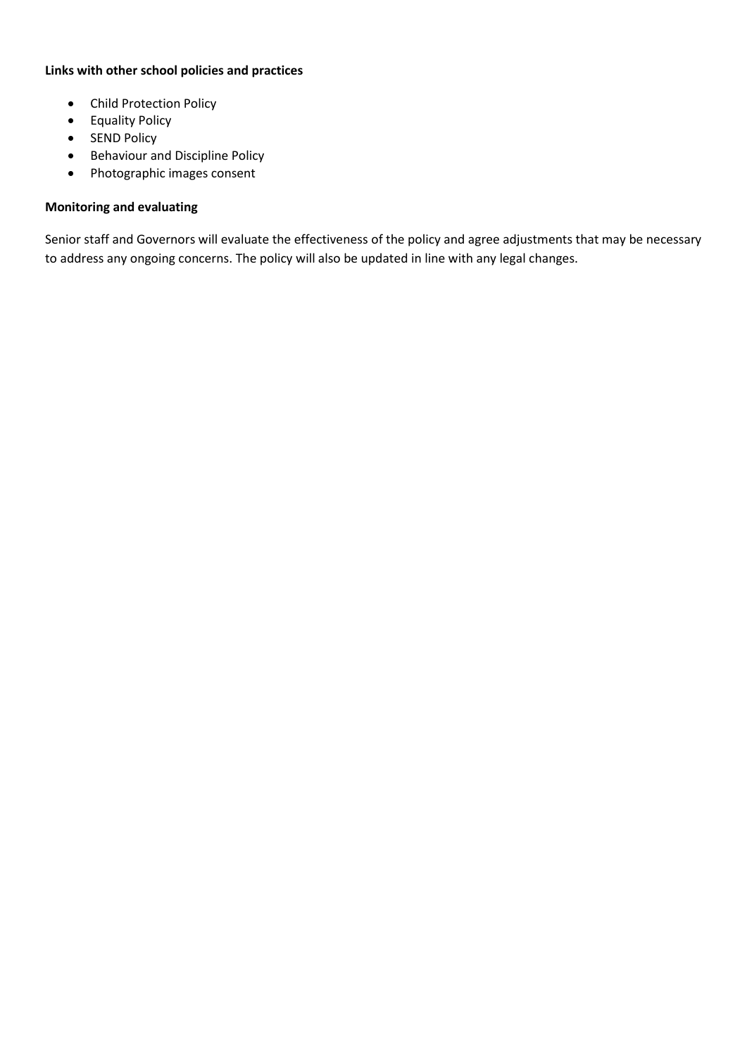**Links with other school policies and practices**

- Child Protection Policy
- Equality Policy
- SEND Policy
- Behaviour and Discipline Policy
- Photographic images consent

**Monitoring and evaluating**

Senior staff and Governors will evaluate the effectiveness of the policy and agree adjustments that may be necessary to address any ongoing concerns. The policy will also be updated in line with any legal changes.